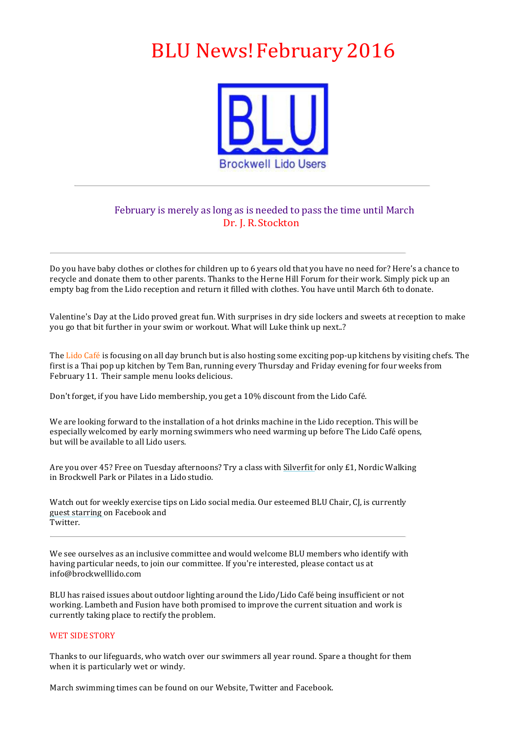# BLU News! February 2016

Brockwell Lido Users

---

February is merely as long as is needed to pass the time until March
Dr. J. R. Stockton

---

Do you have baby clothes or clothes for children up to 6 years old that you have no need for? Here's a chance to recycle and donate them to other parents. Thanks to the Herne Hill Forum for their work. Simply pick up an empty bag from the Lido reception and return it filled with clothes. You have until March 6th to donate.

Valentine's Day at the Lido proved great fun. With surprises in dry side lockers and sweets at reception to make you go that bit further in your swim or workout. What will Luke think up next..?

The Lido Café is focusing on all day brunch but is also hosting some exciting pop-up kitchens by visiting chefs. The first is a Thai pop up kitchen by Tem Ban, running every Thursday and Friday evening for four weeks from February 11. Their sample menu looks delicious.

Don't forget, if you have Lido membership, you get a 10% discount from the Lido Café.

We are looking forward to the installation of a hot drinks machine in the Lido reception. This will be especially welcomed by early morning swimmers who need warming up before The Lido Café opens, but will be available to all Lido users.

Are you over 45? Free on Tuesday afternoons? Try a class with Silverfit for only £1, Nordic Walking in Brockwell Park or Pilates in a Lido studio.

Watch out for weekly exercise tips on Lido social media. Our esteemed BLU Chair, CJ, is currently guest starring on Facebook and Twitter.

---

We see ourselves as an inclusive committee and would welcome BLU members who identify with having particular needs, to join our committee. If you're interested, please contact us at info@brockwelllido.com

BLU has raised issues about outdoor lighting around the Lido/Lido Café being insufficient or not working. Lambeth and Fusion have both promised to improve the current situation and work is currently taking place to rectify the problem.

## WET SIDE STORY

Thanks to our lifeguards, who watch over our swimmers all year round. Spare a thought for them when it is particularly wet or windy.

March swimming times can be found on our Website, Twitter and Facebook.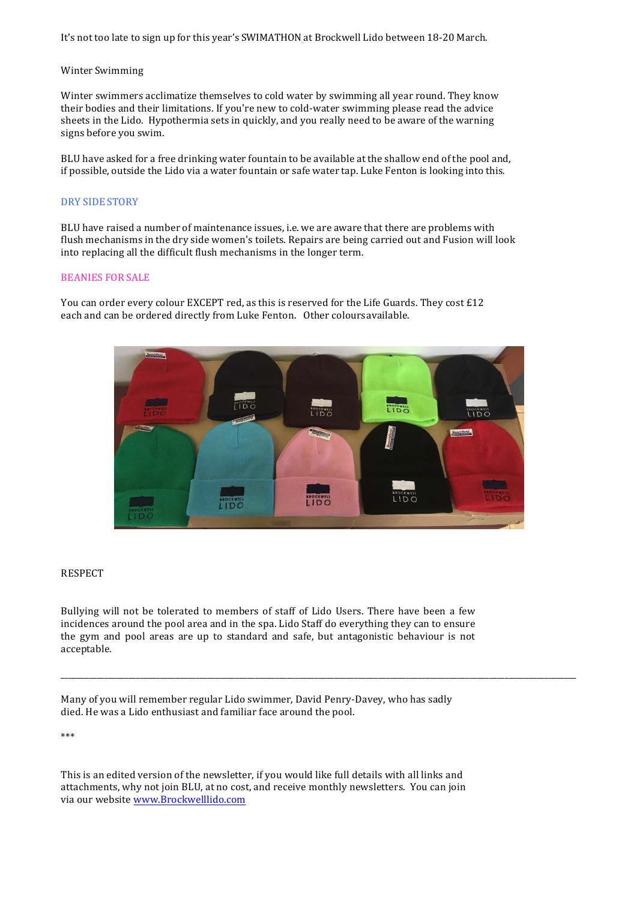It's not too late to sign up for this year's SWIMATHON at Brockwell Lido between 18-20 March.

Winter Swimming

Winter swimmers acclimatize themselves to cold water by swimming all year round. They know their bodies and their limitations. If you're new to cold-water swimming please read the advice sheets in the Lido. Hypothermia sets in quickly, and you really need to be aware of the warning signs before you swim.

BLU have asked for a free drinking water fountain to be available at the shallow end of the pool and, if possible, outside the Lido via a water fountain or safe water tap. Luke Fenton is looking into this.

## DRY SIDE STORY

BLU have raised a number of maintenance issues, i.e. we are aware that there are problems with flush mechanisms in the dry side women's toilets. Repairs are being carried out and Fusion will look into replacing all the difficult flush mechanisms in the longer term.

## BEANIES FOR SALE

You can order every colour EXCEPT red, as this is reserved for the Life Guards. They cost £12 each and can be ordered directly from Luke Fenton. Other colours available.

## RESPECT

Bullying will not be tolerated to members of staff of Lido Users. There have been a few incidences around the pool area and in the spa. Lido Staff do everything they can to ensure the gym and pool areas are up to standard and safe, but antagonistic behaviour is not acceptable.

---

Many of you will remember regular Lido swimmer, David Penry-Davey, who has sadly died. He was a Lido enthusiast and familiar face around the pool.

***

This is an edited version of the newsletter, if you would like full details with all links and attachments, why not join BLU, at no cost, and receive monthly newsletters. You can join via our website www.Brockwelllido.com